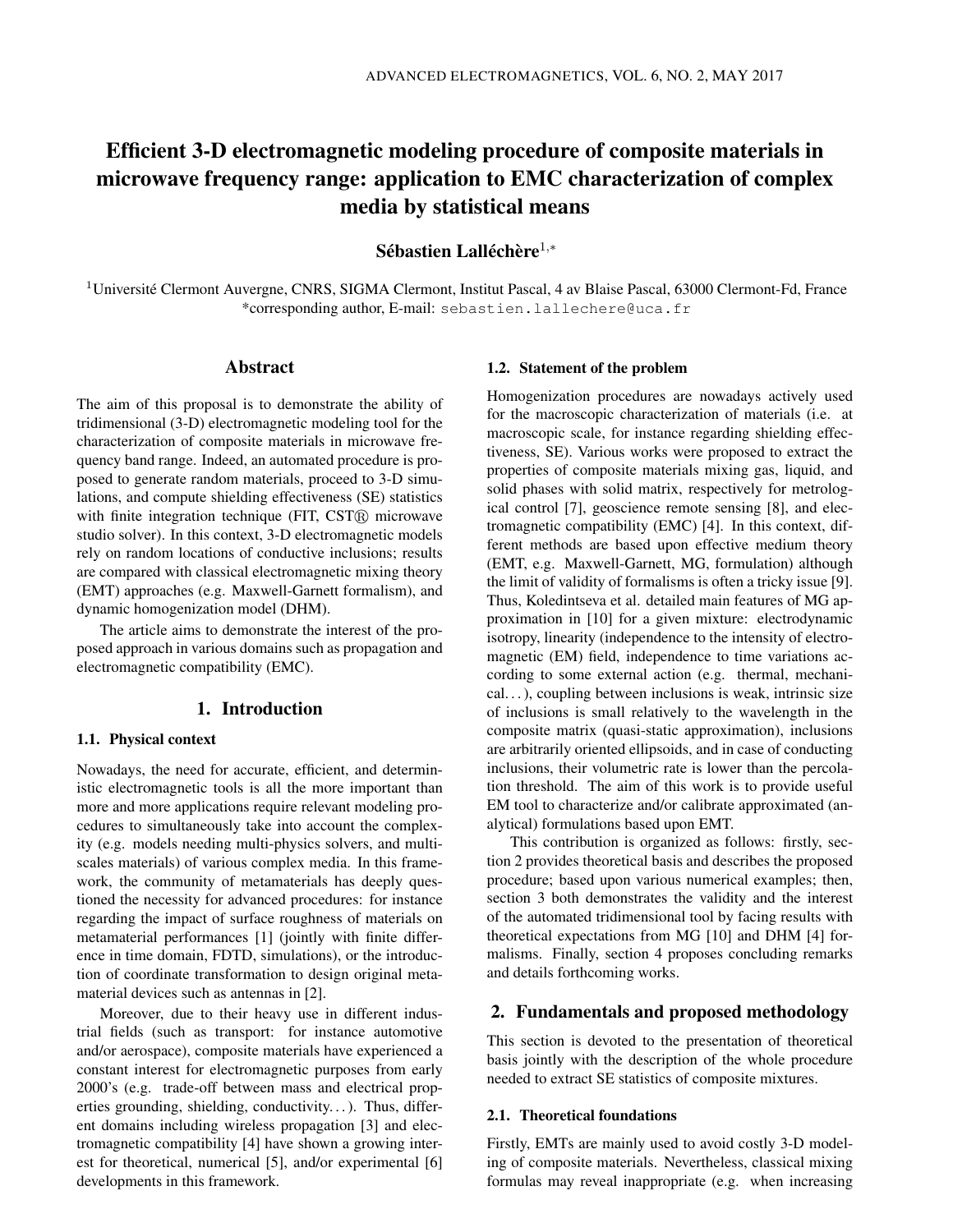# Efficient 3-D electromagnetic modeling procedure of composite materials in microwave frequency range: application to EMC characterization of complex media by statistical means

**Sébastien Lalléchère**[1,*]

[1]Université Clermont Auvergne, CNRS, SIGMA Clermont, Institut Pascal, 4 av Blaise Pascal, 63000 Clermont-Fd, France
*corresponding author, E-mail: sebastien.lallechere@uca.fr

## Abstract

The aim of this proposal is to demonstrate the ability of tridimensional (3-D) electromagnetic modeling tool for the characterization of composite materials in microwave frequency band range. Indeed, an automated procedure is proposed to generate random materials, proceed to 3-D simulations, and compute shielding effectiveness (SE) statistics with finite integration technique (FIT, CST® microwave studio solver). In this context, 3-D electromagnetic models rely on random locations of conductive inclusions; results are compared with classical electromagnetic mixing theory (EMT) approaches (e.g. Maxwell-Garnett formalism), and dynamic homogenization model (DHM).

The article aims to demonstrate the interest of the proposed approach in various domains such as propagation and electromagnetic compatibility (EMC).

## 1. Introduction

### 1.1. Physical context

Nowadays, the need for accurate, efficient, and deterministic electromagnetic tools is all the more important than more and more applications require relevant modeling procedures to simultaneously take into account the complexity (e.g. models needing multi-physics solvers, and multi-scales materials) of various complex media. In this framework, the community of metamaterials has deeply questioned the necessity for advanced procedures: for instance regarding the impact of surface roughness of materials on metamaterial performances [1] (jointly with finite difference in time domain, FDTD, simulations), or the introduction of coordinate transformation to design original metamaterial devices such as antennas in [2].

Moreover, due to their heavy use in different industrial fields (such as transport: for instance automotive and/or aerospace), composite materials have experienced a constant interest for electromagnetic purposes from early 2000's (e.g. trade-off between mass and electrical properties grounding, shielding, conductivity...). Thus, different domains including wireless propagation [3] and electromagnetic compatibility [4] have shown a growing interest for theoretical, numerical [5], and/or experimental [6] developments in this framework.

### 1.2. Statement of the problem

Homogenization procedures are nowadays actively used for the macroscopic characterization of materials (i.e. at macroscopic scale, for instance regarding shielding effectiveness, SE). Various works were proposed to extract the properties of composite materials mixing gas, liquid, and solid phases with solid matrix, respectively for metrological control [7], geoscience remote sensing [8], and electromagnetic compatibility (EMC) [4]. In this context, different methods are based upon effective medium theory (EMT, e.g. Maxwell-Garnett, MG, formulation) although the limit of validity of formalisms is often a tricky issue [9]. Thus, Koledintseva et al. detailed main features of MG approximation in [10] for a given mixture: electrodynamic isotropy, linearity (independence to the intensity of electromagnetic (EM) field, independence to time variations according to some external action (e.g. thermal, mechanical...), coupling between inclusions is weak, intrinsic size of inclusions is small relatively to the wavelength in the composite matrix (quasi-static approximation), inclusions are arbitrarily oriented ellipsoids, and in case of conducting inclusions, their volumetric rate is lower than the percolation threshold. The aim of this work is to provide useful EM tool to characterize and/or calibrate approximated (analytical) formulations based upon EMT.

This contribution is organized as follows: firstly, section 2 provides theoretical basis and describes the proposed procedure; based upon various numerical examples; then, section 3 both demonstrates the validity and the interest of the automated tridimensional tool by facing results with theoretical expectations from MG [10] and DHM [4] formalisms. Finally, section 4 proposes concluding remarks and details forthcoming works.

## 2. Fundamentals and proposed methodology

This section is devoted to the presentation of theoretical basis jointly with the description of the whole procedure needed to extract SE statistics of composite mixtures.

### 2.1. Theoretical foundations

Firstly, EMTs are mainly used to avoid costly 3-D modeling of composite materials. Nevertheless, classical mixing formulas may reveal inappropriate (e.g. when increasing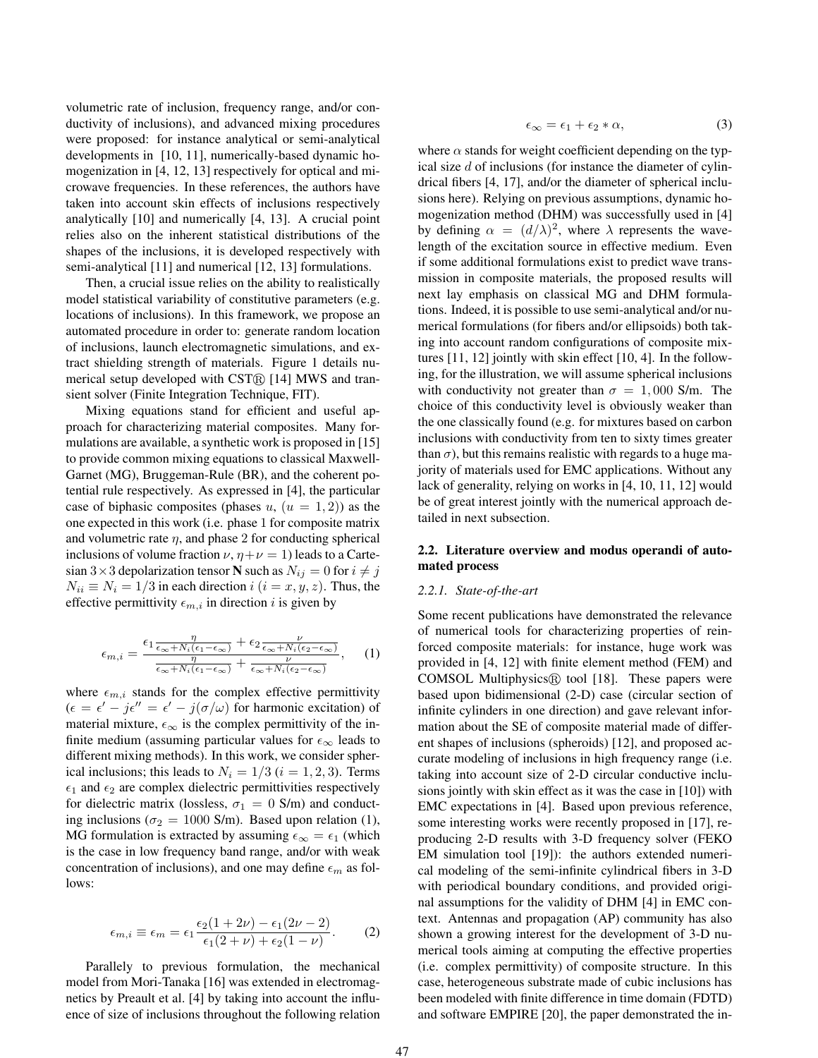volumetric rate of inclusion, frequency range, and/or conductivity of inclusions), and advanced mixing procedures were proposed: for instance analytical or semi-analytical developments in [10, 11], numerically-based dynamic homogenization in [4, 12, 13] respectively for optical and microwave frequencies. In these references, the authors have taken into account skin effects of inclusions respectively analytically [10] and numerically [4, 13]. A crucial point relies also on the inherent statistical distributions of the shapes of the inclusions, it is developed respectively with semi-analytical [11] and numerical [12, 13] formulations.

Then, a crucial issue relies on the ability to realistically model statistical variability of constitutive parameters (e.g. locations of inclusions). In this framework, we propose an automated procedure in order to: generate random location of inclusions, launch electromagnetic simulations, and extract shielding strength of materials. Figure 1 details numerical setup developed with CST® [14] MWS and transient solver (Finite Integration Technique, FIT).

Mixing equations stand for efficient and useful approach for characterizing material composites. Many formulations are available, a synthetic work is proposed in [15] to provide common mixing equations to classical Maxwell-Garnet (MG), Bruggeman-Rule (BR), and the coherent potential rule respectively. As expressed in [4], the particular case of biphasic composites (phases $u$, $(u = 1, 2)$) as the one expected in this work (i.e. phase 1 for composite matrix and volumetric rate $\eta$, and phase 2 for conducting spherical inclusions of volume fraction $\nu$, $\eta + \nu = 1$) leads to a Cartesian $3 \times 3$ depolarization tensor $\mathbf{N}$ such as $N_{ij} = 0$ for $i \neq j$ $N_{ii} \equiv N_i = 1/3$ in each direction $i$ $(i = x, y, z)$. Thus, the effective permittivity $\epsilon_{m,i}$ in direction $i$ is given by

$$\epsilon_{m,i} = \frac{\epsilon_1 \frac{\eta}{\epsilon_\infty + N_i(\epsilon_1 - \epsilon_\infty)} + \epsilon_2 \frac{\nu}{\epsilon_\infty + N_i(\epsilon_2 - \epsilon_\infty)}}{\frac{\eta}{\epsilon_\infty + N_i(\epsilon_1 - \epsilon_\infty)} + \frac{\nu}{\epsilon_\infty + N_i(\epsilon_2 - \epsilon_\infty)}}, \quad (1)$$

where $\epsilon_{m,i}$ stands for the complex effective permittivity ($\epsilon = \epsilon' - j\epsilon'' = \epsilon' - j(\sigma/\omega)$ for harmonic excitation) of material mixture, $\epsilon_\infty$ is the complex permittivity of the infinite medium (assuming particular values for $\epsilon_\infty$ leads to different mixing methods). In this work, we consider spherical inclusions; this leads to $N_i = 1/3$ $(i = 1, 2, 3)$. Terms $\epsilon_1$ and $\epsilon_2$ are complex dielectric permittivities respectively for dielectric matrix (lossless, $\sigma_1 = 0$ S/m) and conducting inclusions ($\sigma_2 = 1000$ S/m). Based upon relation (1), MG formulation is extracted by assuming $\epsilon_\infty = \epsilon_1$ (which is the case in low frequency band range, and/or with weak concentration of inclusions), and one may define $\epsilon_m$ as follows:

$$\epsilon_{m,i} \equiv \epsilon_m = \epsilon_1 \frac{\epsilon_2(1 + 2\nu) - \epsilon_1(2\nu - 2)}{\epsilon_1(2 + \nu) + \epsilon_2(1 - \nu)}. \quad (2)$$

Parallely to previous formulation, the mechanical model from Mori-Tanaka [16] was extended in electromagnetics by Preault et al. [4] by taking into account the influence of size of inclusions throughout the following relation

$$\epsilon_\infty = \epsilon_1 + \epsilon_2 * \alpha, \quad (3)$$

where $\alpha$ stands for weight coefficient depending on the typical size $d$ of inclusions (for instance the diameter of cylindrical fibers [4, 17], and/or the diameter of spherical inclusions here). Relying on previous assumptions, dynamic homogenization method (DHM) was successfully used in [4] by defining $\alpha = (d/\lambda)^2$, where $\lambda$ represents the wavelength of the excitation source in effective medium. Even if some additional formulations exist to predict wave transmission in composite materials, the proposed results will next lay emphasis on classical MG and DHM formulations. Indeed, it is possible to use semi-analytical and/or numerical formulations (for fibers and/or ellipsoids) both taking into account random configurations of composite mixtures [11, 12] jointly with skin effect [10, 4]. In the following, for the illustration, we will assume spherical inclusions with conductivity not greater than $\sigma = 1,000$ S/m. The choice of this conductivity level is obviously weaker than the one classically found (e.g. for mixtures based on carbon inclusions with conductivity from ten to sixty times greater than $\sigma$), but this remains realistic with regards to a huge majority of materials used for EMC applications. Without any lack of generality, relying on works in [4, 10, 11, 12] would be of great interest jointly with the numerical approach detailed in next subsection.

### 2.2. Literature overview and modus operandi of automated process

#### 2.2.1. State-of-the-art

Some recent publications have demonstrated the relevance of numerical tools for characterizing properties of reinforced composite materials: for instance, huge work was provided in [4, 12] with finite element method (FEM) and COMSOL Multiphysics® tool [18]. These papers were based upon bidimensional (2-D) case (circular section of infinite cylinders in one direction) and gave relevant information about the SE of composite material made of different shapes of inclusions (spheroids) [12], and proposed accurate modeling of inclusions in high frequency range (i.e. taking into account size of 2-D circular conductive inclusions jointly with skin effect as it was the case in [10]) with EMC expectations in [4]. Based upon previous reference, some interesting works were recently proposed in [17], reproducing 2-D results with 3-D frequency solver (FEKO EM simulation tool [19]): the authors extended numerical modeling of the semi-infinite cylindrical fibers in 3-D with periodical boundary conditions, and provided original assumptions for the validity of DHM [4] in EMC context. Antennas and propagation (AP) community has also shown a growing interest for the development of 3-D numerical tools aiming at computing the effective properties (i.e. complex permittivity) of composite structure. In this case, heterogeneous substrate made of cubic inclusions has been modeled with finite difference in time domain (FDTD) and software EMPIRE [20], the paper demonstrated the in-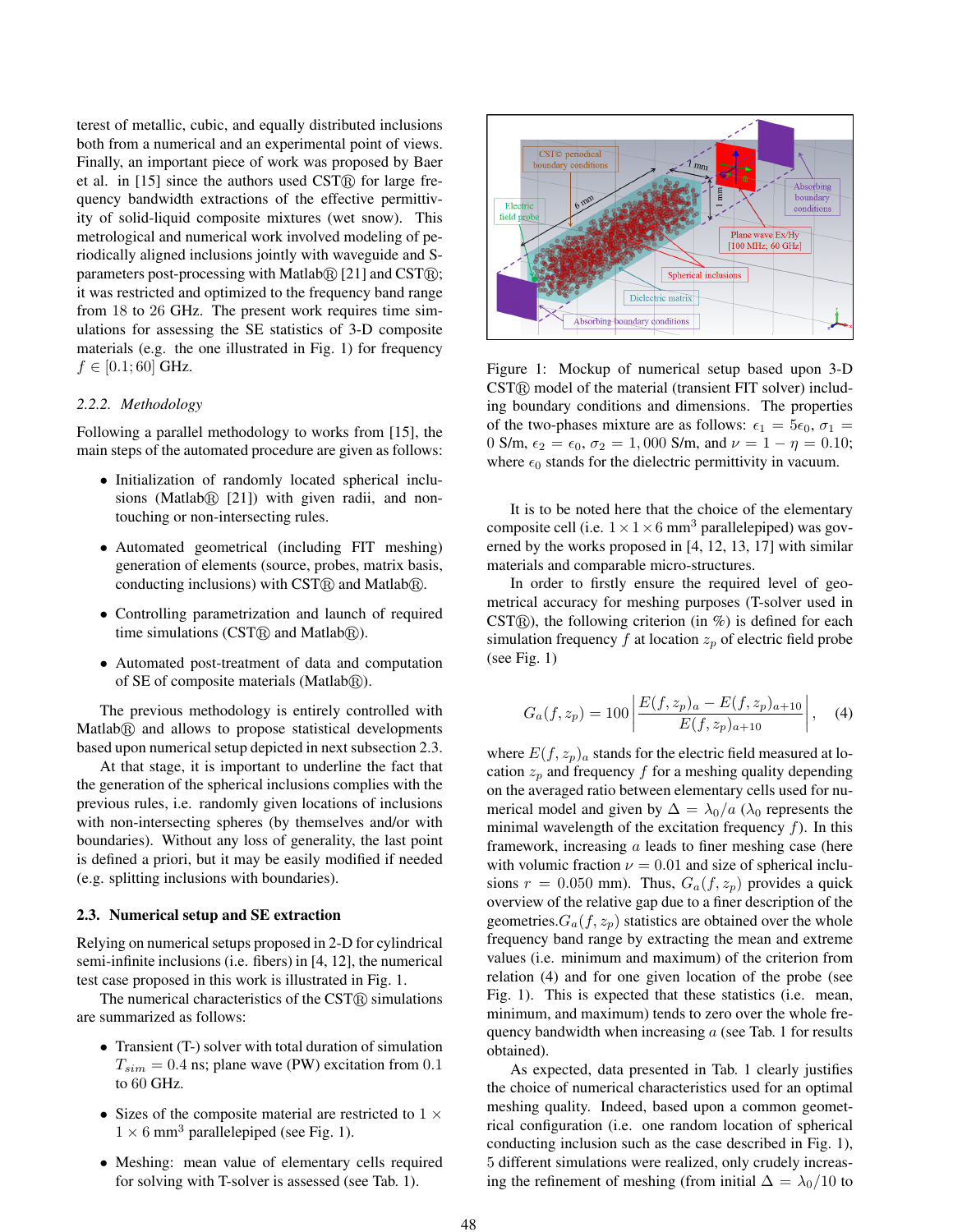terest of metallic, cubic, and equally distributed inclusions both from a numerical and an experimental point of views. Finally, an important piece of work was proposed by Baer et al. in [15] since the authors used CST® for large frequency bandwidth extractions of the effective permittivity of solid-liquid composite mixtures (wet snow). This metrological and numerical work involved modeling of periodically aligned inclusions jointly with waveguide and S-parameters post-processing with Matlab® [21] and CST®; it was restricted and optimized to the frequency band range from 18 to 26 GHz. The present work requires time simulations for assessing the SE statistics of 3-D composite materials (e.g. the one illustrated in Fig. 1) for frequency $f \in [0.1; 60]$ GHz.

### 2.2.2. *Methodology*

Following a parallel methodology to works from [15], the main steps of the automated procedure are given as follows:

- Initialization of randomly located spherical inclusions (Matlab® [21]) with given radii, and non-touching or non-intersecting rules.
- Automated geometrical (including FIT meshing) generation of elements (source, probes, matrix basis, conducting inclusions) with CST® and Matlab®.
- Controlling parametrization and launch of required time simulations (CST® and Matlab®).
- Automated post-treatment of data and computation of SE of composite materials (Matlab®).

The previous methodology is entirely controlled with Matlab® and allows to propose statistical developments based upon numerical setup depicted in next subsection 2.3.

At that stage, it is important to underline the fact that the generation of the spherical inclusions complies with the previous rules, i.e. randomly given locations of inclusions with non-intersecting spheres (by themselves and/or with boundaries). Without any loss of generality, the last point is defined a priori, but it may be easily modified if needed (e.g. splitting inclusions with boundaries).

## 2.3. Numerical setup and SE extraction

Relying on numerical setups proposed in 2-D for cylindrical semi-infinite inclusions (i.e. fibers) in [4, 12], the numerical test case proposed in this work is illustrated in Fig. 1.

The numerical characteristics of the CST® simulations are summarized as follows:

- Transient (T-) solver with total duration of simulation $T_{sim} = 0.4$ ns; plane wave (PW) excitation from 0.1 to 60 GHz.
- Sizes of the composite material are restricted to $1 \times 1 \times 6$ mm$^3$ parallelepiped (see Fig. 1).
- Meshing: mean value of elementary cells required for solving with T-solver is assessed (see Tab. 1).

Figure 1: Mockup of numerical setup based upon 3-D CST® model of the material (transient FIT solver) including boundary conditions and dimensions. The properties of the two-phases mixture are as follows: $\epsilon_1 = 5\epsilon_0$, $\sigma_1 = 0$ S/m, $\epsilon_2 = \epsilon_0$, $\sigma_2 = 1,000$ S/m, and $\nu = 1 - \eta = 0.10$; where $\epsilon_0$ stands for the dielectric permittivity in vacuum.

It is to be noted here that the choice of the elementary composite cell (i.e. $1 \times 1 \times 6$ mm$^3$ parallelepiped) was governed by the works proposed in [4, 12, 13, 17] with similar materials and comparable micro-structures.

In order to firstly ensure the required level of geometrical accuracy for meshing purposes (T-solver used in CST®), the following criterion (in %) is defined for each simulation frequency $f$ at location $z_p$ of electric field probe (see Fig. 1)

$$G_a(f, z_p) = 100 \left| \frac{E(f, z_p)_a - E(f, z_p)_{a+10}}{E(f, z_p)_{a+10}} \right|, \quad (4)$$

where $E(f, z_p)_a$ stands for the electric field measured at location $z_p$ and frequency $f$ for a meshing quality depending on the averaged ratio between elementary cells used for numerical model and given by $\Delta = \lambda_0/a$ ($\lambda_0$ represents the minimal wavelength of the excitation frequency $f$). In this framework, increasing $a$ leads to finer meshing case (here with volumic fraction $\nu = 0.01$ and size of spherical inclusions $r = 0.050$ mm). Thus, $G_a(f, z_p)$ provides a quick overview of the relative gap due to a finer description of the geometries.$G_a(f, z_p)$ statistics are obtained over the whole frequency band range by extracting the mean and extreme values (i.e. minimum and maximum) of the criterion from relation (4) and for one given location of the probe (see Fig. 1). This is expected that these statistics (i.e. mean, minimum, and maximum) tends to zero over the whole frequency bandwidth when increasing $a$ (see Tab. 1 for results obtained).

As expected, data presented in Tab. 1 clearly justifies the choice of numerical characteristics used for an optimal meshing quality. Indeed, based upon a common geometrical configuration (i.e. one random location of spherical conducting inclusion such as the case described in Fig. 1), 5 different simulations were realized, only crudely increasing the refinement of meshing (from initial $\Delta = \lambda_0/10$ to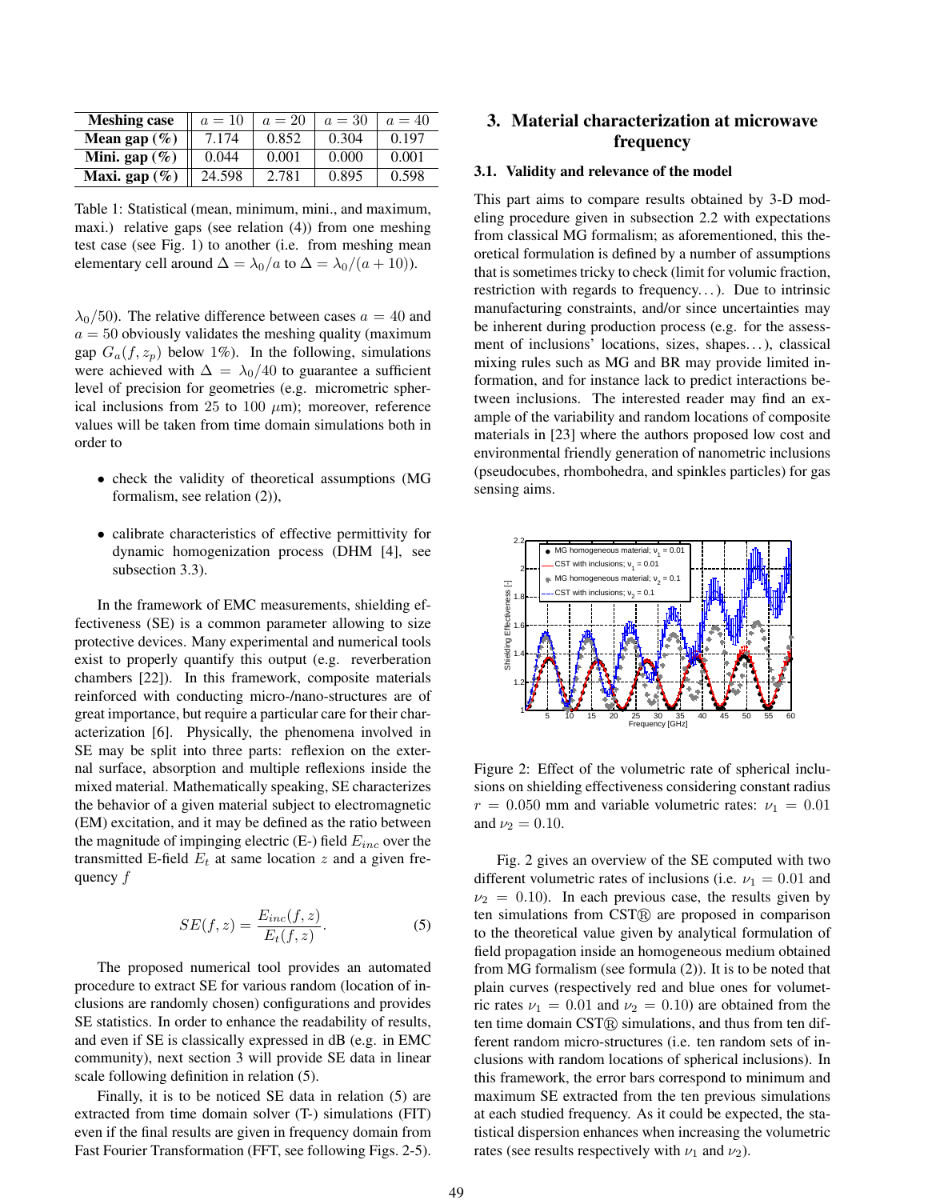| Meshing case | $a = 10$ | $a = 20$ | $a = 30$ | $a = 40$ |
|---|---|---|---|---|
| **Mean gap (%)** | 7.174 | 0.852 | 0.304 | 0.197 |
| **Mini. gap (%)** | 0.044 | 0.001 | 0.000 | 0.001 |
| **Maxi. gap (%)** | 24.598 | 2.781 | 0.895 | 0.598 |

Table 1: Statistical (mean, minimum, mini., and maximum, maxi.) relative gaps (see relation (4)) from one meshing test case (see Fig. 1) to another (i.e. from meshing mean elementary cell around $\Delta = \lambda_0/a$ to $\Delta = \lambda_0/(a+10)$).

$\lambda_0/50$). The relative difference between cases $a = 40$ and $a = 50$ obviously validates the meshing quality (maximum gap $G_a(f, z_p)$ below 1%). In the following, simulations were achieved with $\Delta = \lambda_0/40$ to guarantee a sufficient level of precision for geometries (e.g. micrometric spherical inclusions from 25 to 100 $\mu$m); moreover, reference values will be taken from time domain simulations both in order to

- check the validity of theoretical assumptions (MG formalism, see relation (2)),
- calibrate characteristics of effective permittivity for dynamic homogenization process (DHM [4], see subsection 3.3).

In the framework of EMC measurements, shielding effectiveness (SE) is a common parameter allowing to size protective devices. Many experimental and numerical tools exist to properly quantify this output (e.g. reverberation chambers [22]). In this framework, composite materials reinforced with conducting micro-/nano-structures are of great importance, but require a particular care for their characterization [6]. Physically, the phenomena involved in SE may be split into three parts: reflexion on the external surface, absorption and multiple reflexions inside the mixed material. Mathematically speaking, SE characterizes the behavior of a given material subject to electromagnetic (EM) excitation, and it may be defined as the ratio between the magnitude of impinging electric (E-) field $E_{inc}$ over the transmitted E-field $E_t$ at same location $z$ and a given frequency $f$

$$SE(f, z) = \frac{E_{inc}(f, z)}{E_t(f, z)}. \tag{5}$$

The proposed numerical tool provides an automated procedure to extract SE for various random (location of inclusions are randomly chosen) configurations and provides SE statistics. In order to enhance the readability of results, and even if SE is classically expressed in dB (e.g. in EMC community), next section 3 will provide SE data in linear scale following definition in relation (5).

Finally, it is to be noticed SE data in relation (5) are extracted from time domain solver (T-) simulations (FIT) even if the final results are given in frequency domain from Fast Fourier Transformation (FFT, see following Figs. 2-5).

## 3. Material characterization at microwave frequency

### 3.1. Validity and relevance of the model

This part aims to compare results obtained by 3-D modeling procedure given in subsection 2.2 with expectations from classical MG formalism; as aforementioned, this theoretical formulation is defined by a number of assumptions that is sometimes tricky to check (limit for volumic fraction, restriction with regards to frequency...). Due to intrinsic manufacturing constraints, and/or since uncertainties may be inherent during production process (e.g. for the assessment of inclusions' locations, sizes, shapes...), classical mixing rules such as MG and BR may provide limited information, and for instance lack to predict interactions between inclusions. The interested reader may find an example of the variability and random locations of composite materials in [23] where the authors proposed low cost and environmental friendly generation of nanometric inclusions (pseudocubes, rhombohedra, and spinkles particles) for gas sensing aims.

Figure 2: Effect of the volumetric rate of spherical inclusions on shielding effectiveness considering constant radius $r = 0.050$ mm and variable volumetric rates: $\nu_1 = 0.01$ and $\nu_2 = 0.10$.

Fig. 2 gives an overview of the SE computed with two different volumetric rates of inclusions (i.e. $\nu_1 = 0.01$ and $\nu_2 = 0.10$). In each previous case, the results given by ten simulations from CST® are proposed in comparison to the theoretical value given by analytical formulation of field propagation inside an homogeneous medium obtained from MG formalism (see formula (2)). It is to be noted that plain curves (respectively red and blue ones for volumetric rates $\nu_1 = 0.01$ and $\nu_2 = 0.10$) are obtained from the ten time domain CST® simulations, and thus from ten different random micro-structures (i.e. ten random sets of inclusions with random locations of spherical inclusions). In this framework, the error bars correspond to minimum and maximum SE extracted from the ten previous simulations at each studied frequency. As it could be expected, the statistical dispersion enhances when increasing the volumetric rates (see results respectively with $\nu_1$ and $\nu_2$).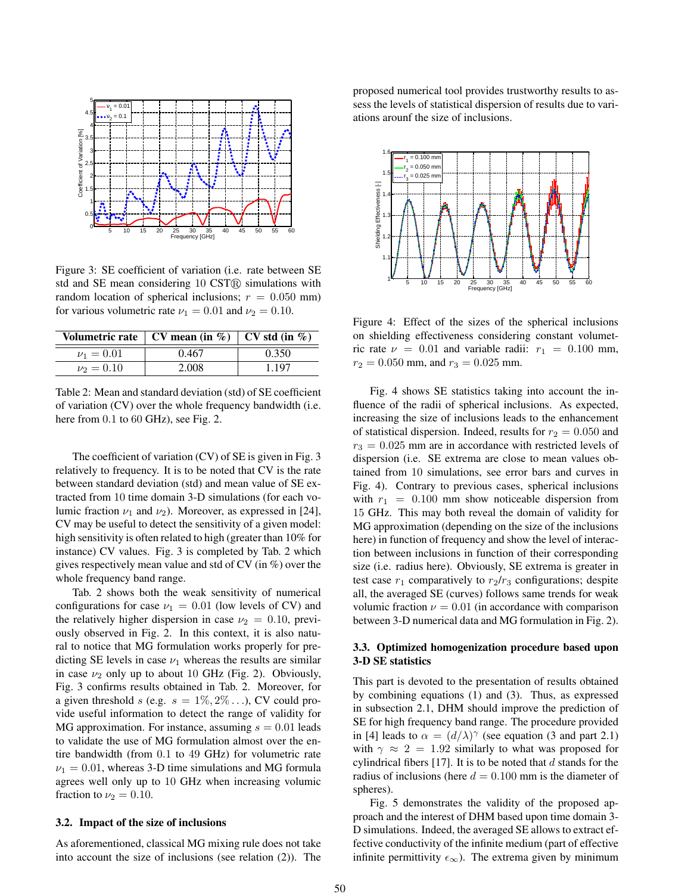Figure 3: SE coefficient of variation (i.e. rate between SE std and SE mean considering 10 CST® simulations with random location of spherical inclusions; $r = 0.050$ mm) for various volumetric rate $\nu_1 = 0.01$ and $\nu_2 = 0.10$.

| Volumetric rate | CV mean (in %) | CV std (in %) |
|---|---|---|
| $\nu_1 = 0.01$ | 0.467 | 0.350 |
| $\nu_2 = 0.10$ | 2.008 | 1.197 |

Table 2: Mean and standard deviation (std) of SE coefficient of variation (CV) over the whole frequency bandwidth (i.e. here from 0.1 to 60 GHz), see Fig. 2.

The coefficient of variation (CV) of SE is given in Fig. 3 relatively to frequency. It is to be noted that CV is the rate between standard deviation (std) and mean value of SE extracted from 10 time domain 3-D simulations (for each volumic fraction $\nu_1$ and $\nu_2$). Moreover, as expressed in [24], CV may be useful to detect the sensitivity of a given model: high sensitivity is often related to high (greater than 10% for instance) CV values. Fig. 3 is completed by Tab. 2 which gives respectively mean value and std of CV (in %) over the whole frequency band range.

Tab. 2 shows both the weak sensitivity of numerical configurations for case $\nu_1 = 0.01$ (low levels of CV) and the relatively higher dispersion in case $\nu_2 = 0.10$, previously observed in Fig. 2. In this context, it is also natural to notice that MG formulation works properly for predicting SE levels in case $\nu_1$ whereas the results are similar in case $\nu_2$ only up to about 10 GHz (Fig. 2). Obviously, Fig. 3 confirms results obtained in Tab. 2. Moreover, for a given threshold $s$ (e.g. $s = 1\%, 2\% \ldots$), CV could provide useful information to detect the range of validity for MG approximation. For instance, assuming $s = 0.01$ leads to validate the use of MG formulation almost over the entire bandwidth (from 0.1 to 49 GHz) for volumetric rate $\nu_1 = 0.01$, whereas 3-D time simulations and MG formula agrees well only up to 10 GHz when increasing volumic fraction to $\nu_2 = 0.10$.

### 3.2. Impact of the size of inclusions

As aforementioned, classical MG mixing rule does not take into account the size of inclusions (see relation (2)). The proposed numerical tool provides trustworthy results to assess the levels of statistical dispersion of results due to variations arounf the size of inclusions.

Figure 4: Effect of the sizes of the spherical inclusions on shielding effectiveness considering constant volumetric rate $\nu = 0.01$ and variable radii: $r_1 = 0.100$ mm, $r_2 = 0.050$ mm, and $r_3 = 0.025$ mm.

Fig. 4 shows SE statistics taking into account the influence of the radii of spherical inclusions. As expected, increasing the size of inclusions leads to the enhancement of statistical dispersion. Indeed, results for $r_2 = 0.050$ and $r_3 = 0.025$ mm are in accordance with restricted levels of dispersion (i.e. SE extrema are close to mean values obtained from 10 simulations, see error bars and curves in Fig. 4). Contrary to previous cases, spherical inclusions with $r_1 = 0.100$ mm show noticeable dispersion from 15 GHz. This may both reveal the domain of validity for MG approximation (depending on the size of the inclusions here) in function of frequency and show the level of interaction between inclusions in function of their corresponding size (i.e. radius here). Obviously, SE extrema is greater in test case $r_1$ comparatively to $r_2/r_3$ configurations; despite all, the averaged SE (curves) follows same trends for weak volumic fraction $\nu = 0.01$ (in accordance with comparison between 3-D numerical data and MG formulation in Fig. 2).

### 3.3. Optimized homogenization procedure based upon 3-D SE statistics

This part is devoted to the presentation of results obtained by combining equations (1) and (3). Thus, as expressed in subsection 2.1, DHM should improve the prediction of SE for high frequency band range. The procedure provided in [4] leads to $\alpha = (d/\lambda)^{\gamma}$ (see equation (3 and part 2.1) with $\gamma \approx 2 = 1.92$ similarly to what was proposed for cylindrical fibers [17]. It is to be noted that $d$ stands for the radius of inclusions (here $d = 0.100$ mm is the diameter of spheres).

Fig. 5 demonstrates the validity of the proposed approach and the interest of DHM based upon time domain 3-D simulations. Indeed, the averaged SE allows to extract effective conductivity of the infinite medium (part of effective infinite permittivity $\epsilon_\infty$). The extrema given by minimum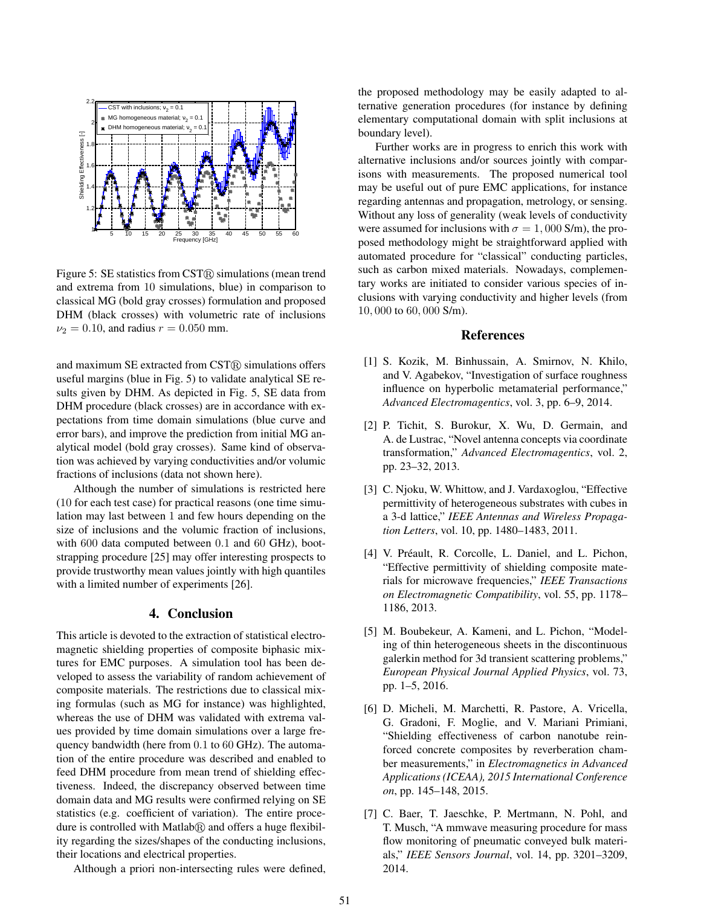Figure 5: SE statistics from CST® simulations (mean trend and extrema from 10 simulations, blue) in comparison to classical MG (bold gray crosses) formulation and proposed DHM (black crosses) with volumetric rate of inclusions $\nu_2 = 0.10$, and radius $r = 0.050$ mm.

and maximum SE extracted from CST® simulations offers useful margins (blue in Fig. 5) to validate analytical SE results given by DHM. As depicted in Fig. 5, SE data from DHM procedure (black crosses) are in accordance with expectations from time domain simulations (blue curve and error bars), and improve the prediction from initial MG analytical model (bold gray crosses). Same kind of observation was achieved by varying conductivities and/or volumic fractions of inclusions (data not shown here).

Although the number of simulations is restricted here (10 for each test case) for practical reasons (one time simulation may last between 1 and few hours depending on the size of inclusions and the volumic fraction of inclusions, with 600 data computed between 0.1 and 60 GHz), bootstrapping procedure [25] may offer interesting prospects to provide trustworthy mean values jointly with high quantiles with a limited number of experiments [26].

## 4. Conclusion

This article is devoted to the extraction of statistical electromagnetic shielding properties of composite biphasic mixtures for EMC purposes. A simulation tool has been developed to assess the variability of random achievement of composite materials. The restrictions due to classical mixing formulas (such as MG for instance) was highlighted, whereas the use of DHM was validated with extrema values provided by time domain simulations over a large frequency bandwidth (here from 0.1 to 60 GHz). The automation of the entire procedure was described and enabled to feed DHM procedure from mean trend of shielding effectiveness. Indeed, the discrepancy observed between time domain data and MG results were confirmed relying on SE statistics (e.g. coefficient of variation). The entire procedure is controlled with Matlab® and offers a huge flexibility regarding the sizes/shapes of the conducting inclusions, their locations and electrical properties.

Although a priori non-intersecting rules were defined, the proposed methodology may be easily adapted to alternative generation procedures (for instance by defining elementary computational domain with split inclusions at boundary level).

Further works are in progress to enrich this work with alternative inclusions and/or sources jointly with comparisons with measurements. The proposed numerical tool may be useful out of pure EMC applications, for instance regarding antennas and propagation, metrology, or sensing. Without any loss of generality (weak levels of conductivity were assumed for inclusions with $\sigma = 1,000$ S/m), the proposed methodology might be straightforward applied with automated procedure for "classical" conducting particles, such as carbon mixed materials. Nowadays, complementary works are initiated to consider various species of inclusions with varying conductivity and higher levels (from $10,000$ to $60,000$ S/m).

## References

[1] S. Kozik, M. Binhussain, A. Smirnov, N. Khilo, and V. Agabekov, "Investigation of surface roughness influence on hyperbolic metamaterial performance," *Advanced Electromagentics*, vol. 3, pp. 6–9, 2014.

[2] P. Tichit, S. Burokur, X. Wu, D. Germain, and A. de Lustrac, "Novel antenna concepts via coordinate transformation," *Advanced Electromagentics*, vol. 2, pp. 23–32, 2013.

[3] C. Njoku, W. Whittow, and J. Vardaxoglou, "Effective permittivity of heterogeneous substrates with cubes in a 3-d lattice," *IEEE Antennas and Wireless Propagation Letters*, vol. 10, pp. 1480–1483, 2011.

[4] V. Préault, R. Corcolle, L. Daniel, and L. Pichon, "Effective permittivity of shielding composite materials for microwave frequencies," *IEEE Transactions on Electromagnetic Compatibility*, vol. 55, pp. 1178–1186, 2013.

[5] M. Boubekeur, A. Kameni, and L. Pichon, "Modeling of thin heterogeneous sheets in the discontinuous galerkin method for 3d transient scattering problems," *European Physical Journal Applied Physics*, vol. 73, pp. 1–5, 2016.

[6] D. Micheli, M. Marchetti, R. Pastore, A. Vricella, G. Gradoni, F. Moglie, and V. Mariani Primiani, "Shielding effectiveness of carbon nanotube reinforced concrete composites by reverberation chamber measurements," in *Electromagnetics in Advanced Applications (ICEAA), 2015 International Conference on*, pp. 145–148, 2015.

[7] C. Baer, T. Jaeschke, P. Mertmann, N. Pohl, and T. Musch, "A mmwave measuring procedure for mass flow monitoring of pneumatic conveyed bulk materials," *IEEE Sensors Journal*, vol. 14, pp. 3201–3209, 2014.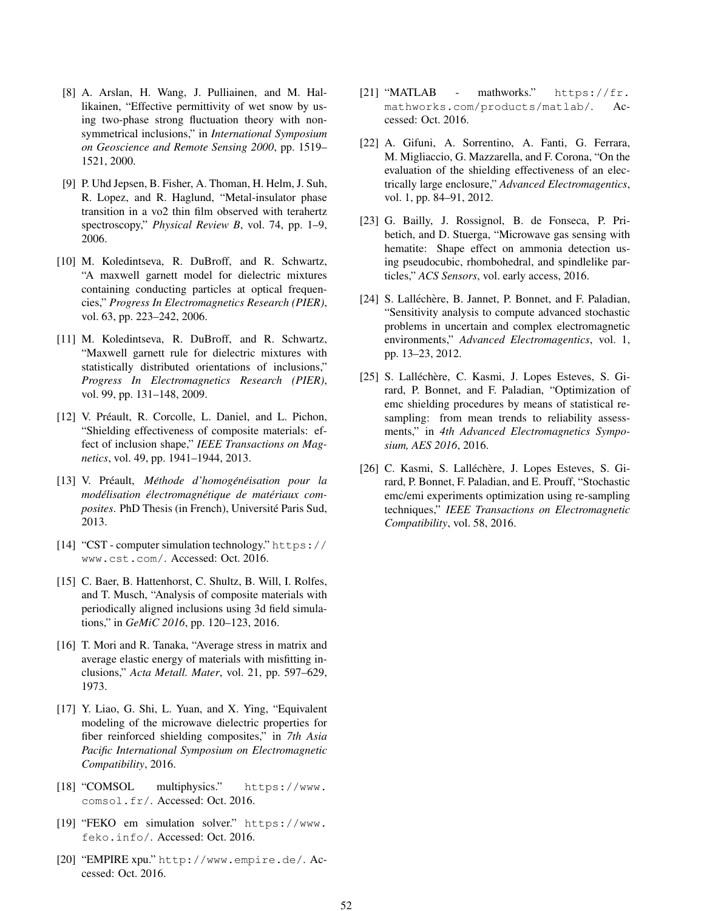[8] A. Arslan, H. Wang, J. Pulliainen, and M. Hallikainen, "Effective permittivity of wet snow by using two-phase strong fluctuation theory with non-symmetrical inclusions," in *International Symposium on Geoscience and Remote Sensing 2000*, pp. 1519–1521, 2000.

[9] P. Uhd Jepsen, B. Fisher, A. Thoman, H. Helm, J. Suh, R. Lopez, and R. Haglund, "Metal-insulator phase transition in a vo2 thin film observed with terahertz spectroscopy," *Physical Review B*, vol. 74, pp. 1–9, 2006.

[10] M. Koledintseva, R. DuBroff, and R. Schwartz, "A maxwell garnett model for dielectric mixtures containing conducting particles at optical frequencies," *Progress In Electromagnetics Research (PIER)*, vol. 63, pp. 223–242, 2006.

[11] M. Koledintseva, R. DuBroff, and R. Schwartz, "Maxwell garnett rule for dielectric mixtures with statistically distributed orientations of inclusions," *Progress In Electromagnetics Research (PIER)*, vol. 99, pp. 131–148, 2009.

[12] V. Préault, R. Corcolle, L. Daniel, and L. Pichon, "Shielding effectiveness of composite materials: effect of inclusion shape," *IEEE Transactions on Magnetics*, vol. 49, pp. 1941–1944, 2013.

[13] V. Préault, *Méthode d'homogénéisation pour la modélisation électromagnétique de matériaux composites*. PhD Thesis (in French), Université Paris Sud, 2013.

[14] "CST - computer simulation technology." https://www.cst.com/. Accessed: Oct. 2016.

[15] C. Baer, B. Hattenhorst, C. Shultz, B. Will, I. Rolfes, and T. Musch, "Analysis of composite materials with periodically aligned inclusions using 3d field simulations," in *GeMiC 2016*, pp. 120–123, 2016.

[16] T. Mori and R. Tanaka, "Average stress in matrix and average elastic energy of materials with misfitting inclusions," *Acta Metall. Mater*, vol. 21, pp. 597–629, 1973.

[17] Y. Liao, G. Shi, L. Yuan, and X. Ying, "Equivalent modeling of the microwave dielectric properties for fiber reinforced shielding composites," in *7th Asia Pacific International Symposium on Electromagnetic Compatibility*, 2016.

[18] "COMSOL multiphysics." https://www.comsol.fr/. Accessed: Oct. 2016.

[19] "FEKO em simulation solver." https://www.feko.info/. Accessed: Oct. 2016.

[20] "EMPIRE xpu." http://www.empire.de/. Accessed: Oct. 2016.

[21] "MATLAB - mathworks." https://fr.mathworks.com/products/matlab/. Accessed: Oct. 2016.

[22] A. Gifuni, A. Sorrentino, A. Fanti, G. Ferrara, M. Migliaccio, G. Mazzarella, and F. Corona, "On the evaluation of the shielding effectiveness of an electrically large enclosure," *Advanced Electromagentics*, vol. 1, pp. 84–91, 2012.

[23] G. Bailly, J. Rossignol, B. de Fonseca, P. Pribetich, and D. Stuerga, "Microwave gas sensing with hematite: Shape effect on ammonia detection using pseudocubic, rhombohedral, and spindlelike particles," *ACS Sensors*, vol. early access, 2016.

[24] S. Lalléchère, B. Jannet, P. Bonnet, and F. Paladian, "Sensitivity analysis to compute advanced stochastic problems in uncertain and complex electromagnetic environments," *Advanced Electromagentics*, vol. 1, pp. 13–23, 2012.

[25] S. Lalléchère, C. Kasmi, J. Lopes Esteves, S. Girard, P. Bonnet, and F. Paladian, "Optimization of emc shielding procedures by means of statistical resampling: from mean trends to reliability assessments," in *4th Advanced Electromagnetics Symposium, AES 2016*, 2016.

[26] C. Kasmi, S. Lalléchère, J. Lopes Esteves, S. Girard, P. Bonnet, F. Paladian, and E. Prouff, "Stochastic emc/emi experiments optimization using re-sampling techniques," *IEEE Transactions on Electromagnetic Compatibility*, vol. 58, 2016.